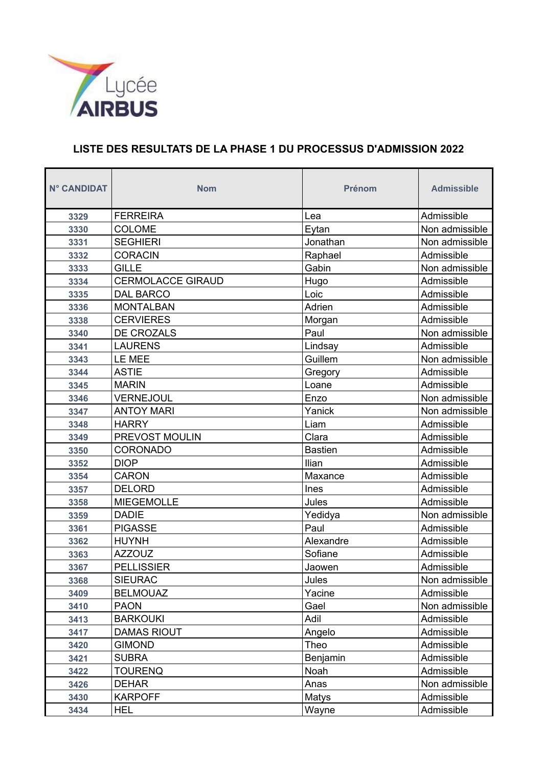Lycée AIRBUS

## LISTE DES RESULTATS DE LA PHASE 1 DU PROCESSUS D'ADMISSION 2022

| N° CANDIDAT | Nom | Prénom | Admissible |
|---|---|---|---|
| 3329 | FERREIRA | Lea | Admissible |
| 3330 | COLOME | Eytan | Non admissible |
| 3331 | SEGHIERI | Jonathan | Non admissible |
| 3332 | CORACIN | Raphael | Admissible |
| 3333 | GILLE | Gabin | Non admissible |
| 3334 | CERMOLACCE GIRAUD | Hugo | Admissible |
| 3335 | DAL BARCO | Loic | Admissible |
| 3336 | MONTALBAN | Adrien | Admissible |
| 3338 | CERVIERES | Morgan | Admissible |
| 3340 | DE CROZALS | Paul | Non admissible |
| 3341 | LAURENS | Lindsay | Admissible |
| 3343 | LE MEE | Guillem | Non admissible |
| 3344 | ASTIE | Gregory | Admissible |
| 3345 | MARIN | Loane | Admissible |
| 3346 | VERNEJOUL | Enzo | Non admissible |
| 3347 | ANTOY MARI | Yanick | Non admissible |
| 3348 | HARRY | Liam | Admissible |
| 3349 | PREVOST MOULIN | Clara | Admissible |
| 3350 | CORONADO | Bastien | Admissible |
| 3352 | DIOP | Ilian | Admissible |
| 3354 | CARON | Maxance | Admissible |
| 3357 | DELORD | Ines | Admissible |
| 3358 | MIEGEMOLLE | Jules | Admissible |
| 3359 | DADIE | Yedidya | Non admissible |
| 3361 | PIGASSE | Paul | Admissible |
| 3362 | HUYNH | Alexandre | Admissible |
| 3363 | AZZOUZ | Sofiane | Admissible |
| 3367 | PELLISSIER | Jaowen | Admissible |
| 3368 | SIEURAC | Jules | Non admissible |
| 3409 | BELMOUAZ | Yacine | Admissible |
| 3410 | PAON | Gael | Non admissible |
| 3413 | BARKOUKI | Adil | Admissible |
| 3417 | DAMAS RIOUT | Angelo | Admissible |
| 3420 | GIMOND | Theo | Admissible |
| 3421 | SUBRA | Benjamin | Admissible |
| 3422 | TOURENQ | Noah | Admissible |
| 3426 | DEHAR | Anas | Non admissible |
| 3430 | KARPOFF | Matys | Admissible |
| 3434 | HEL | Wayne | Admissible |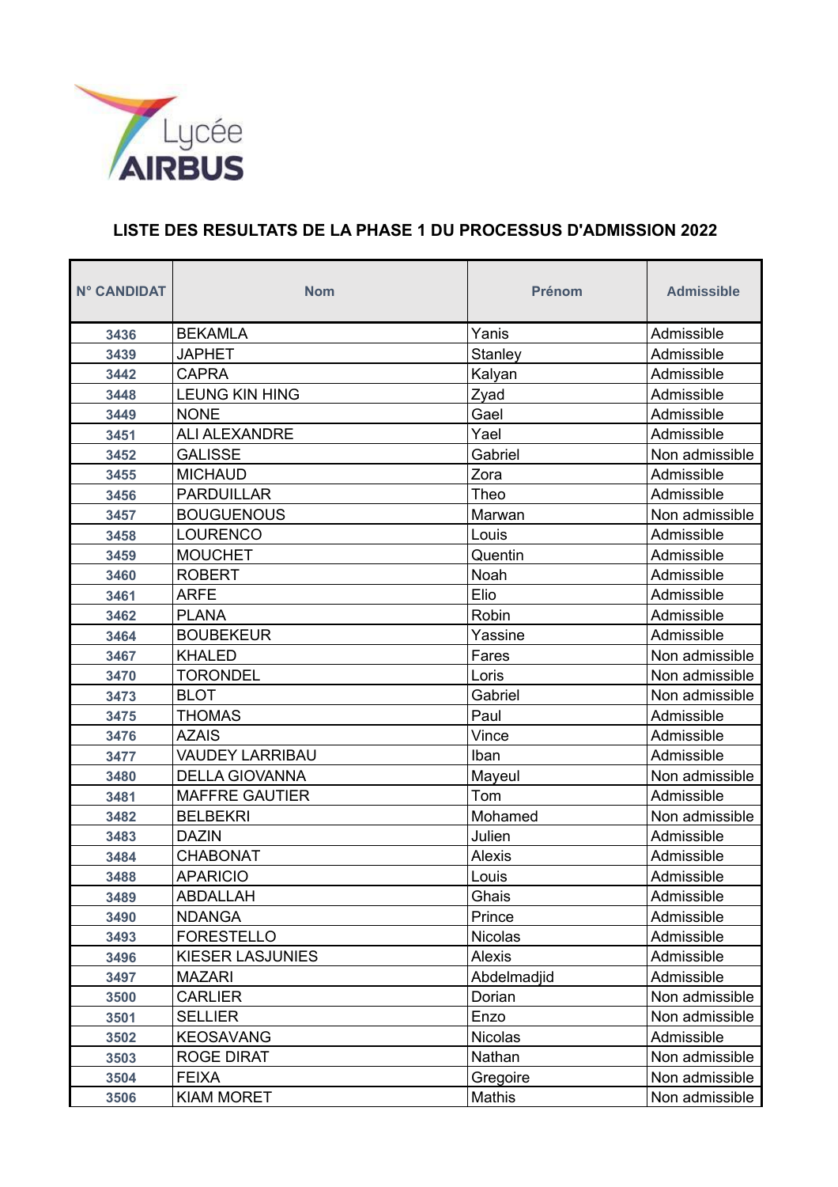Lycée AIRBUS

## LISTE DES RESULTATS DE LA PHASE 1 DU PROCESSUS D'ADMISSION 2022

| N° CANDIDAT | Nom | Prénom | Admissible |
|---|---|---|---|
| 3436 | BEKAMLA | Yanis | Admissible |
| 3439 | JAPHET | Stanley | Admissible |
| 3442 | CAPRA | Kalyan | Admissible |
| 3448 | LEUNG KIN HING | Zyad | Admissible |
| 3449 | NONE | Gael | Admissible |
| 3451 | ALI ALEXANDRE | Yael | Admissible |
| 3452 | GALISSE | Gabriel | Non admissible |
| 3455 | MICHAUD | Zora | Admissible |
| 3456 | PARDUILLAR | Theo | Admissible |
| 3457 | BOUGUENOUS | Marwan | Non admissible |
| 3458 | LOURENCO | Louis | Admissible |
| 3459 | MOUCHET | Quentin | Admissible |
| 3460 | ROBERT | Noah | Admissible |
| 3461 | ARFE | Elio | Admissible |
| 3462 | PLANA | Robin | Admissible |
| 3464 | BOUBEKEUR | Yassine | Admissible |
| 3467 | KHALED | Fares | Non admissible |
| 3470 | TORONDEL | Loris | Non admissible |
| 3473 | BLOT | Gabriel | Non admissible |
| 3475 | THOMAS | Paul | Admissible |
| 3476 | AZAIS | Vince | Admissible |
| 3477 | VAUDEY LARRIBAU | Iban | Admissible |
| 3480 | DELLA GIOVANNA | Mayeul | Non admissible |
| 3481 | MAFFRE GAUTIER | Tom | Admissible |
| 3482 | BELBEKRI | Mohamed | Non admissible |
| 3483 | DAZIN | Julien | Admissible |
| 3484 | CHABONAT | Alexis | Admissible |
| 3488 | APARICIO | Louis | Admissible |
| 3489 | ABDALLAH | Ghais | Admissible |
| 3490 | NDANGA | Prince | Admissible |
| 3493 | FORESTELLO | Nicolas | Admissible |
| 3496 | KIESER LASJUNIES | Alexis | Admissible |
| 3497 | MAZARI | Abdelmadjid | Admissible |
| 3500 | CARLIER | Dorian | Non admissible |
| 3501 | SELLIER | Enzo | Non admissible |
| 3502 | KEOSAVANG | Nicolas | Admissible |
| 3503 | ROGE DIRAT | Nathan | Non admissible |
| 3504 | FEIXA | Gregoire | Non admissible |
| 3506 | KIAM MORET | Mathis | Non admissible |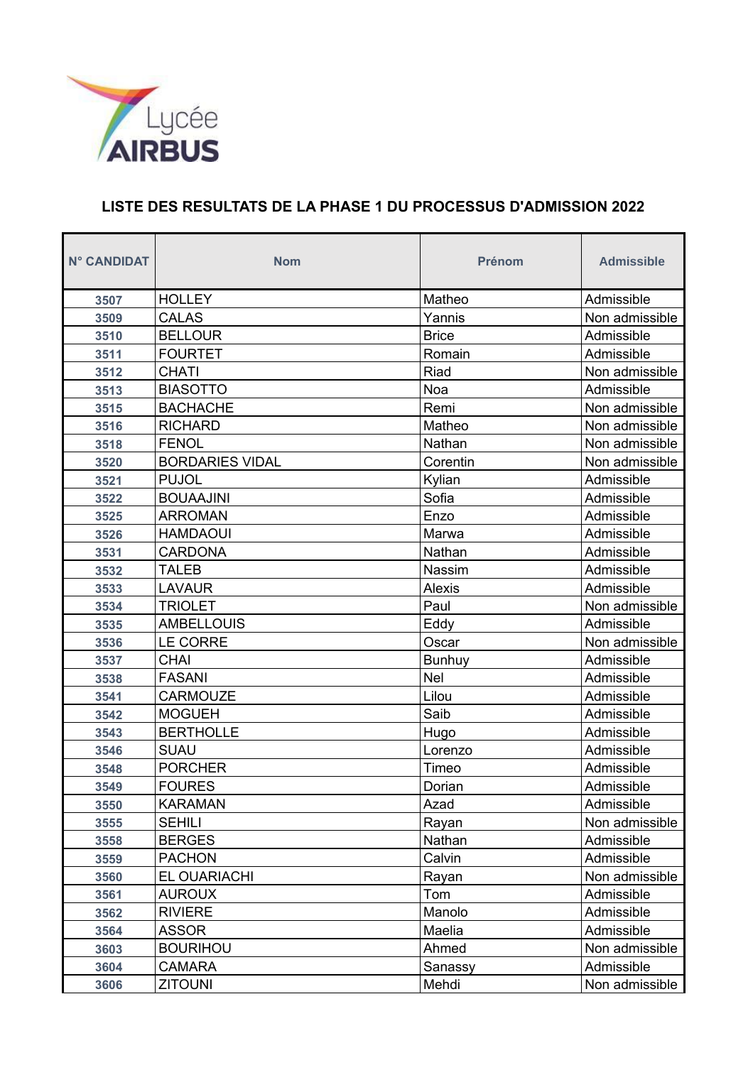Lycée AIRBUS

## LISTE DES RESULTATS DE LA PHASE 1 DU PROCESSUS D'ADMISSION 2022

| N° CANDIDAT | Nom | Prénom | Admissible |
| --- | --- | --- | --- |
| 3507 | HOLLEY | Matheo | Admissible |
| 3509 | CALAS | Yannis | Non admissible |
| 3510 | BELLOUR | Brice | Admissible |
| 3511 | FOURTET | Romain | Admissible |
| 3512 | CHATI | Riad | Non admissible |
| 3513 | BIASOTTO | Noa | Admissible |
| 3515 | BACHACHE | Remi | Non admissible |
| 3516 | RICHARD | Matheo | Non admissible |
| 3518 | FENOL | Nathan | Non admissible |
| 3520 | BORDARIES VIDAL | Corentin | Non admissible |
| 3521 | PUJOL | Kylian | Admissible |
| 3522 | BOUAAJINI | Sofia | Admissible |
| 3525 | ARROMAN | Enzo | Admissible |
| 3526 | HAMDAOUI | Marwa | Admissible |
| 3531 | CARDONA | Nathan | Admissible |
| 3532 | TALEB | Nassim | Admissible |
| 3533 | LAVAUR | Alexis | Admissible |
| 3534 | TRIOLET | Paul | Non admissible |
| 3535 | AMBELLOUIS | Eddy | Admissible |
| 3536 | LE CORRE | Oscar | Non admissible |
| 3537 | CHAI | Bunhuy | Admissible |
| 3538 | FASANI | Nel | Admissible |
| 3541 | CARMOUZE | Lilou | Admissible |
| 3542 | MOGUEH | Saib | Admissible |
| 3543 | BERTHOLLE | Hugo | Admissible |
| 3546 | SUAU | Lorenzo | Admissible |
| 3548 | PORCHER | Timeo | Admissible |
| 3549 | FOURES | Dorian | Admissible |
| 3550 | KARAMAN | Azad | Admissible |
| 3555 | SEHILI | Rayan | Non admissible |
| 3558 | BERGES | Nathan | Admissible |
| 3559 | PACHON | Calvin | Admissible |
| 3560 | EL OUARIACHI | Rayan | Non admissible |
| 3561 | AUROUX | Tom | Admissible |
| 3562 | RIVIERE | Manolo | Admissible |
| 3564 | ASSOR | Maelia | Admissible |
| 3603 | BOURIHOU | Ahmed | Non admissible |
| 3604 | CAMARA | Sanassy | Admissible |
| 3606 | ZITOUNI | Mehdi | Non admissible |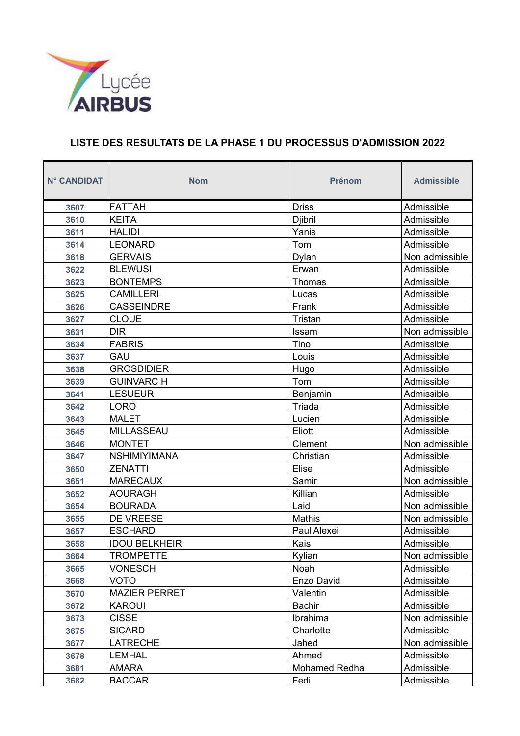## LISTE DES RESULTATS DE LA PHASE 1 DU PROCESSUS D'ADMISSION 2022

| N° CANDIDAT | Nom | Prénom | Admissible |
|---|---|---|---|
| 3607 | FATTAH | Driss | Admissible |
| 3610 | KEITA | Djibril | Admissible |
| 3611 | HALIDI | Yanis | Admissible |
| 3614 | LEONARD | Tom | Admissible |
| 3618 | GERVAIS | Dylan | Non admissible |
| 3622 | BLEWUSI | Erwan | Admissible |
| 3623 | BONTEMPS | Thomas | Admissible |
| 3625 | CAMILLERI | Lucas | Admissible |
| 3626 | CASSEINDRE | Frank | Admissible |
| 3627 | CLOUE | Tristan | Admissible |
| 3631 | DIR | Issam | Non admissible |
| 3634 | FABRIS | Tino | Admissible |
| 3637 | GAU | Louis | Admissible |
| 3638 | GROSDIDIER | Hugo | Admissible |
| 3639 | GUINVARC H | Tom | Admissible |
| 3641 | LESUEUR | Benjamin | Admissible |
| 3642 | LORO | Triada | Admissible |
| 3643 | MALET | Lucien | Admissible |
| 3645 | MILLASSEAU | Eliott | Admissible |
| 3646 | MONTET | Clement | Non admissible |
| 3647 | NSHIMIYIMANA | Christian | Admissible |
| 3650 | ZENATTI | Elise | Admissible |
| 3651 | MARECAUX | Samir | Non admissible |
| 3652 | AOURAGH | Killian | Admissible |
| 3654 | BOURADA | Laid | Non admissible |
| 3655 | DE VREESE | Mathis | Non admissible |
| 3657 | ESCHARD | Paul Alexei | Admissible |
| 3658 | IDOU BELKHEIR | Kais | Admissible |
| 3664 | TROMPETTE | Kylian | Non admissible |
| 3665 | VONESCH | Noah | Admissible |
| 3668 | VOTO | Enzo David | Admissible |
| 3670 | MAZIER PERRET | Valentin | Admissible |
| 3672 | KAROUI | Bachir | Admissible |
| 3673 | CISSE | Ibrahima | Non admissible |
| 3675 | SICARD | Charlotte | Admissible |
| 3677 | LATRECHE | Jahed | Non admissible |
| 3678 | LEMHAL | Ahmed | Admissible |
| 3681 | AMARA | Mohamed Redha | Admissible |
| 3682 | BACCAR | Fedi | Admissible |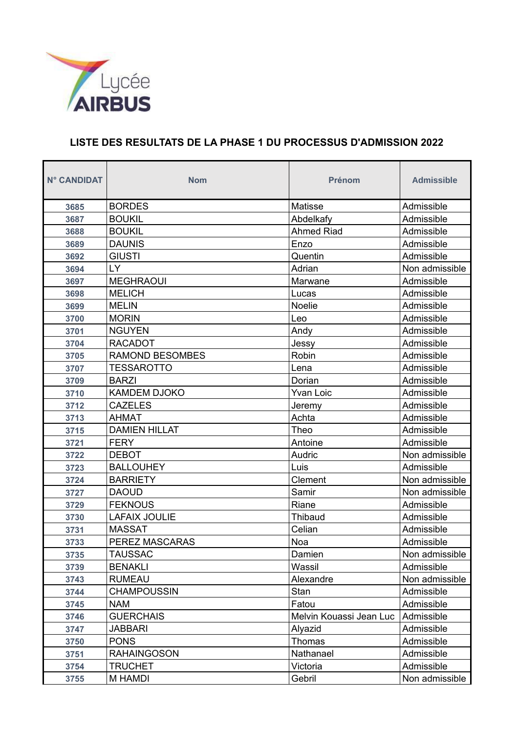Lycée AIRBUS

## LISTE DES RESULTATS DE LA PHASE 1 DU PROCESSUS D'ADMISSION 2022

| N° CANDIDAT | Nom | Prénom | Admissible |
|---|---|---|---|
| 3685 | BORDES | Matisse | Admissible |
| 3687 | BOUKIL | Abdelkafy | Admissible |
| 3688 | BOUKIL | Ahmed Riad | Admissible |
| 3689 | DAUNIS | Enzo | Admissible |
| 3692 | GIUSTI | Quentin | Admissible |
| 3694 | LY | Adrian | Non admissible |
| 3697 | MEGHRAOUI | Marwane | Admissible |
| 3698 | MELICH | Lucas | Admissible |
| 3699 | MELIN | Noelie | Admissible |
| 3700 | MORIN | Leo | Admissible |
| 3701 | NGUYEN | Andy | Admissible |
| 3704 | RACADOT | Jessy | Admissible |
| 3705 | RAMOND BESOMBES | Robin | Admissible |
| 3707 | TESSAROTTO | Lena | Admissible |
| 3709 | BARZI | Dorian | Admissible |
| 3710 | KAMDEM DJOKO | Yvan Loic | Admissible |
| 3712 | CAZELES | Jeremy | Admissible |
| 3713 | AHMAT | Achta | Admissible |
| 3715 | DAMIEN HILLAT | Theo | Admissible |
| 3721 | FERY | Antoine | Admissible |
| 3722 | DEBOT | Audric | Non admissible |
| 3723 | BALLOUHEY | Luis | Admissible |
| 3724 | BARRIETY | Clement | Non admissible |
| 3727 | DAOUD | Samir | Non admissible |
| 3729 | FEKNOUS | Riane | Admissible |
| 3730 | LAFAIX JOULIE | Thibaud | Admissible |
| 3731 | MASSAT | Celian | Admissible |
| 3733 | PEREZ MASCARAS | Noa | Admissible |
| 3735 | TAUSSAC | Damien | Non admissible |
| 3739 | BENAKLI | Wassil | Admissible |
| 3743 | RUMEAU | Alexandre | Non admissible |
| 3744 | CHAMPOUSSIN | Stan | Admissible |
| 3745 | NAM | Fatou | Admissible |
| 3746 | GUERCHAIS | Melvin Kouassi Jean Luc | Admissible |
| 3747 | JABBARI | Alyazid | Admissible |
| 3750 | PONS | Thomas | Admissible |
| 3751 | RAHAINGOSON | Nathanael | Admissible |
| 3754 | TRUCHET | Victoria | Admissible |
| 3755 | M HAMDI | Gebril | Non admissible |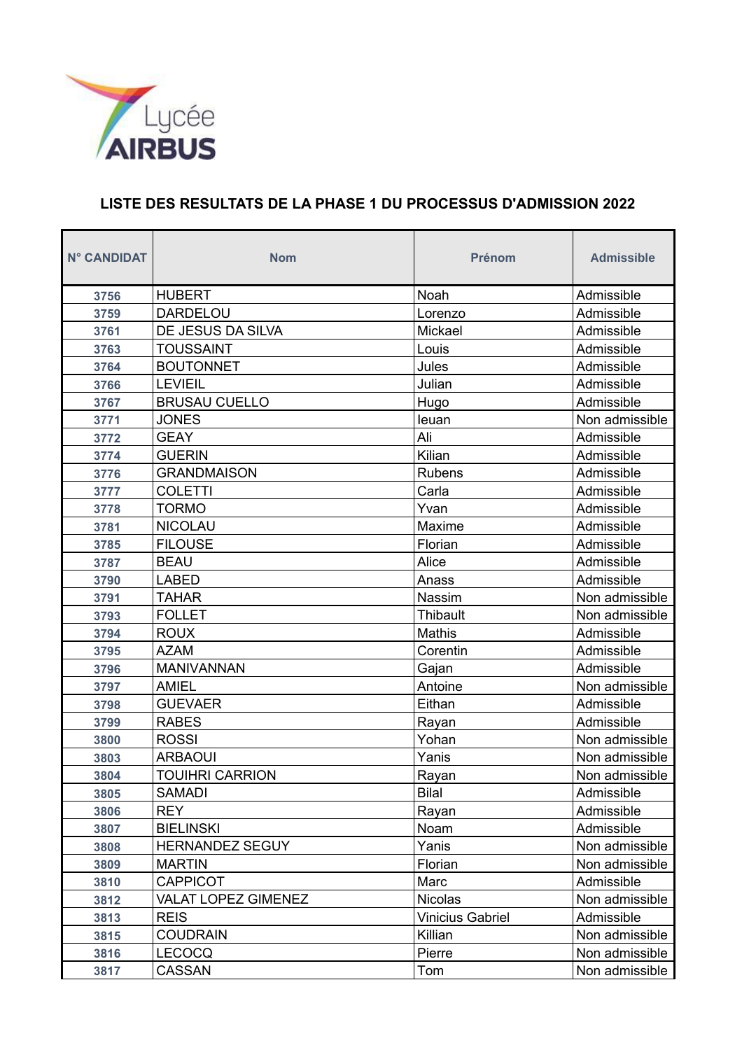## LISTE DES RESULTATS DE LA PHASE 1 DU PROCESSUS D'ADMISSION 2022

| N° CANDIDAT | Nom | Prénom | Admissible |
|---|---|---|---|
| 3756 | HUBERT | Noah | Admissible |
| 3759 | DARDELOU | Lorenzo | Admissible |
| 3761 | DE JESUS DA SILVA | Mickael | Admissible |
| 3763 | TOUSSAINT | Louis | Admissible |
| 3764 | BOUTONNET | Jules | Admissible |
| 3766 | LEVIEIL | Julian | Admissible |
| 3767 | BRUSAU CUELLO | Hugo | Admissible |
| 3771 | JONES | Ieuan | Non admissible |
| 3772 | GEAY | Ali | Admissible |
| 3774 | GUERIN | Kilian | Admissible |
| 3776 | GRANDMAISON | Rubens | Admissible |
| 3777 | COLETTI | Carla | Admissible |
| 3778 | TORMO | Yvan | Admissible |
| 3781 | NICOLAU | Maxime | Admissible |
| 3785 | FILOUSE | Florian | Admissible |
| 3787 | BEAU | Alice | Admissible |
| 3790 | LABED | Anass | Admissible |
| 3791 | TAHAR | Nassim | Non admissible |
| 3793 | FOLLET | Thibault | Non admissible |
| 3794 | ROUX | Mathis | Admissible |
| 3795 | AZAM | Corentin | Admissible |
| 3796 | MANIVANNAN | Gajan | Admissible |
| 3797 | AMIEL | Antoine | Non admissible |
| 3798 | GUEVAER | Eithan | Admissible |
| 3799 | RABES | Rayan | Admissible |
| 3800 | ROSSI | Yohan | Non admissible |
| 3803 | ARBAOUI | Yanis | Non admissible |
| 3804 | TOUIHRI CARRION | Rayan | Non admissible |
| 3805 | SAMADI | Bilal | Admissible |
| 3806 | REY | Rayan | Admissible |
| 3807 | BIELINSKI | Noam | Admissible |
| 3808 | HERNANDEZ SEGUY | Yanis | Non admissible |
| 3809 | MARTIN | Florian | Non admissible |
| 3810 | CAPPICOT | Marc | Admissible |
| 3812 | VALAT LOPEZ GIMENEZ | Nicolas | Non admissible |
| 3813 | REIS | Vinicius Gabriel | Admissible |
| 3815 | COUDRAIN | Killian | Non admissible |
| 3816 | LECOCQ | Pierre | Non admissible |
| 3817 | CASSAN | Tom | Non admissible |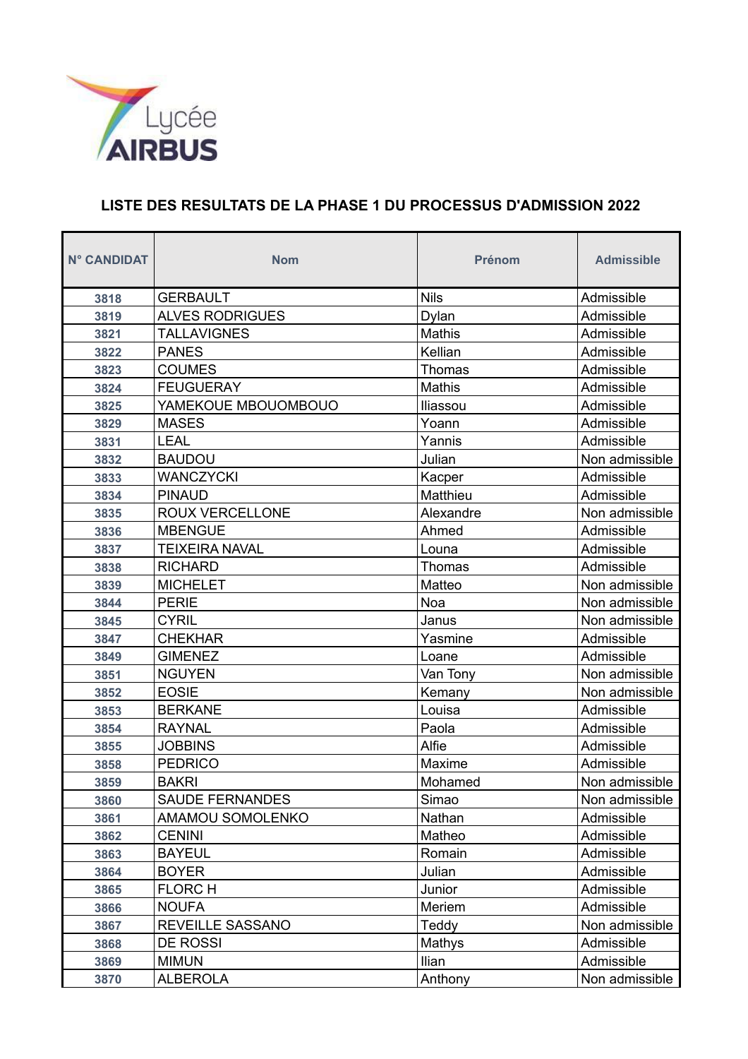Lycée AIRBUS

## LISTE DES RESULTATS DE LA PHASE 1 DU PROCESSUS D'ADMISSION 2022

| N° CANDIDAT | Nom | Prénom | Admissible |
|---|---|---|---|
| 3818 | GERBAULT | Nils | Admissible |
| 3819 | ALVES RODRIGUES | Dylan | Admissible |
| 3821 | TALLAVIGNES | Mathis | Admissible |
| 3822 | PANES | Kellian | Admissible |
| 3823 | COUMES | Thomas | Admissible |
| 3824 | FEUGUERAY | Mathis | Admissible |
| 3825 | YAMEKOUE MBOUOMBOUO | Iliassou | Admissible |
| 3829 | MASES | Yoann | Admissible |
| 3831 | LEAL | Yannis | Admissible |
| 3832 | BAUDOU | Julian | Non admissible |
| 3833 | WANCZYCKI | Kacper | Admissible |
| 3834 | PINAUD | Matthieu | Admissible |
| 3835 | ROUX VERCELLONE | Alexandre | Non admissible |
| 3836 | MBENGUE | Ahmed | Admissible |
| 3837 | TEIXEIRA NAVAL | Louna | Admissible |
| 3838 | RICHARD | Thomas | Admissible |
| 3839 | MICHELET | Matteo | Non admissible |
| 3844 | PERIE | Noa | Non admissible |
| 3845 | CYRIL | Janus | Non admissible |
| 3847 | CHEKHAR | Yasmine | Admissible |
| 3849 | GIMENEZ | Loane | Admissible |
| 3851 | NGUYEN | Van Tony | Non admissible |
| 3852 | EOSIE | Kemany | Non admissible |
| 3853 | BERKANE | Louisa | Admissible |
| 3854 | RAYNAL | Paola | Admissible |
| 3855 | JOBBINS | Alfie | Admissible |
| 3858 | PEDRICO | Maxime | Admissible |
| 3859 | BAKRI | Mohamed | Non admissible |
| 3860 | SAUDE FERNANDES | Simao | Non admissible |
| 3861 | AMAMOU SOMOLENKO | Nathan | Admissible |
| 3862 | CENINI | Matheo | Admissible |
| 3863 | BAYEUL | Romain | Admissible |
| 3864 | BOYER | Julian | Admissible |
| 3865 | FLORC H | Junior | Admissible |
| 3866 | NOUFA | Meriem | Admissible |
| 3867 | REVEILLE SASSANO | Teddy | Non admissible |
| 3868 | DE ROSSI | Mathys | Admissible |
| 3869 | MIMUN | Ilian | Admissible |
| 3870 | ALBEROLA | Anthony | Non admissible |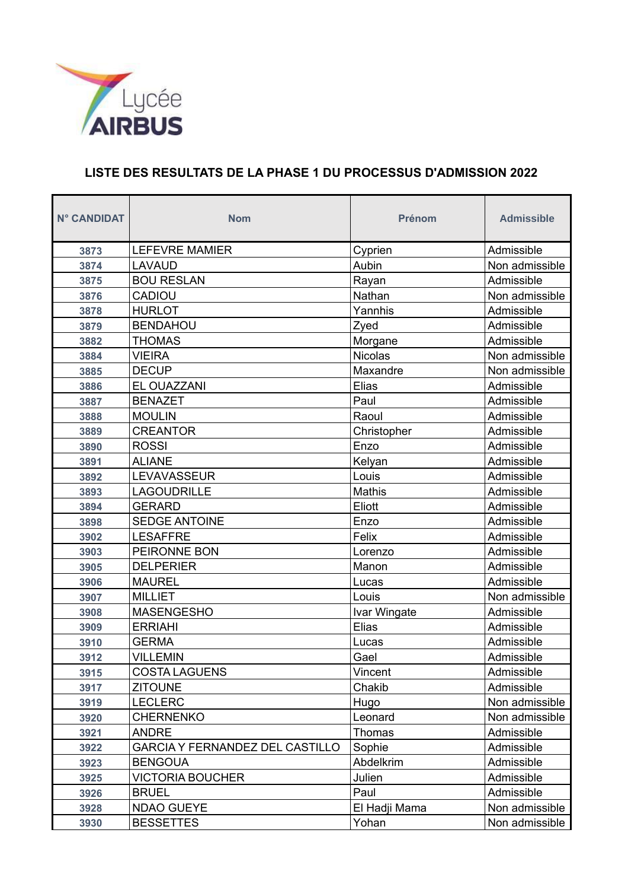Lycée AIRBUS

## LISTE DES RESULTATS DE LA PHASE 1 DU PROCESSUS D'ADMISSION 2022

| N° CANDIDAT | Nom | Prénom | Admissible |
|---|---|---|---|
| 3873 | LEFEVRE MAMIER | Cyprien | Admissible |
| 3874 | LAVAUD | Aubin | Non admissible |
| 3875 | BOU RESLAN | Rayan | Admissible |
| 3876 | CADIOU | Nathan | Non admissible |
| 3878 | HURLOT | Yannhis | Admissible |
| 3879 | BENDAHOU | Zyed | Admissible |
| 3882 | THOMAS | Morgane | Admissible |
| 3884 | VIEIRA | Nicolas | Non admissible |
| 3885 | DECUP | Maxandre | Non admissible |
| 3886 | EL OUAZZANI | Elias | Admissible |
| 3887 | BENAZET | Paul | Admissible |
| 3888 | MOULIN | Raoul | Admissible |
| 3889 | CREANTOR | Christopher | Admissible |
| 3890 | ROSSI | Enzo | Admissible |
| 3891 | ALIANE | Kelyan | Admissible |
| 3892 | LEVAVASSEUR | Louis | Admissible |
| 3893 | LAGOUDRILLE | Mathis | Admissible |
| 3894 | GERARD | Eliott | Admissible |
| 3898 | SEDGE ANTOINE | Enzo | Admissible |
| 3902 | LESAFFRE | Felix | Admissible |
| 3903 | PEIRONNE BON | Lorenzo | Admissible |
| 3905 | DELPERIER | Manon | Admissible |
| 3906 | MAUREL | Lucas | Admissible |
| 3907 | MILLIET | Louis | Non admissible |
| 3908 | MASENGESHO | Ivar Wingate | Admissible |
| 3909 | ERRIAHI | Elias | Admissible |
| 3910 | GERMA | Lucas | Admissible |
| 3912 | VILLEMIN | Gael | Admissible |
| 3915 | COSTA LAGUENS | Vincent | Admissible |
| 3917 | ZITOUNE | Chakib | Admissible |
| 3919 | LECLERC | Hugo | Non admissible |
| 3920 | CHERNENKO | Leonard | Non admissible |
| 3921 | ANDRE | Thomas | Admissible |
| 3922 | GARCIA Y FERNANDEZ DEL CASTILLO | Sophie | Admissible |
| 3923 | BENGOUA | Abdelkrim | Admissible |
| 3925 | VICTORIA BOUCHER | Julien | Admissible |
| 3926 | BRUEL | Paul | Admissible |
| 3928 | NDAO GUEYE | El Hadji Mama | Non admissible |
| 3930 | BESSETTES | Yohan | Non admissible |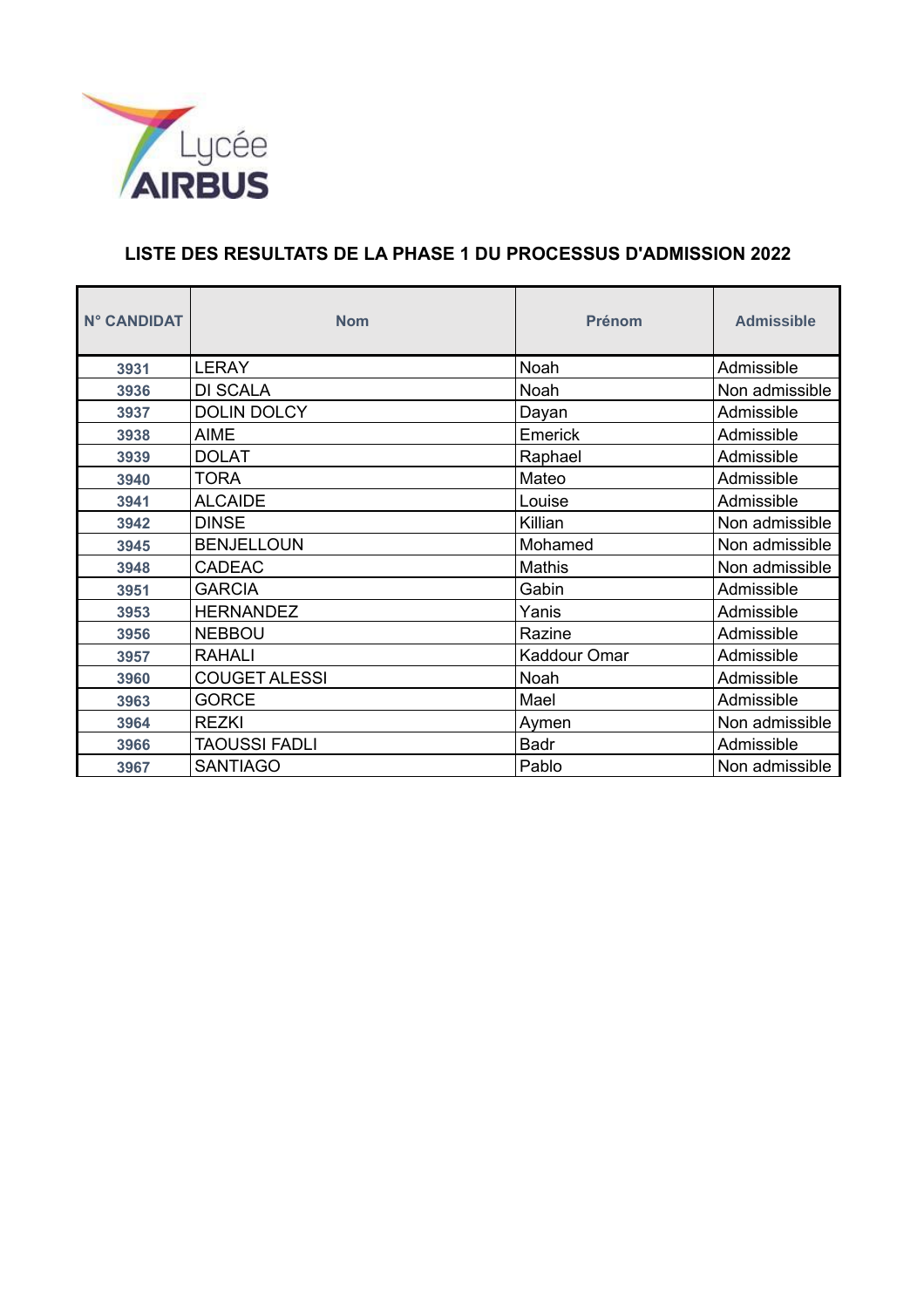Lycée AIRBUS

## LISTE DES RESULTATS DE LA PHASE 1 DU PROCESSUS D'ADMISSION 2022

| N° CANDIDAT | Nom | Prénom | Admissible |
|---|---|---|---|
| 3931 | LERAY | Noah | Admissible |
| 3936 | DI SCALA | Noah | Non admissible |
| 3937 | DOLIN DOLCY | Dayan | Admissible |
| 3938 | AIME | Emerick | Admissible |
| 3939 | DOLAT | Raphael | Admissible |
| 3940 | TORA | Mateo | Admissible |
| 3941 | ALCAIDE | Louise | Admissible |
| 3942 | DINSE | Killian | Non admissible |
| 3945 | BENJELLOUN | Mohamed | Non admissible |
| 3948 | CADEAC | Mathis | Non admissible |
| 3951 | GARCIA | Gabin | Admissible |
| 3953 | HERNANDEZ | Yanis | Admissible |
| 3956 | NEBBOU | Razine | Admissible |
| 3957 | RAHALI | Kaddour Omar | Admissible |
| 3960 | COUGET ALESSI | Noah | Admissible |
| 3963 | GORCE | Mael | Admissible |
| 3964 | REZKI | Aymen | Non admissible |
| 3966 | TAOUSSI FADLI | Badr | Admissible |
| 3967 | SANTIAGO | Pablo | Non admissible |